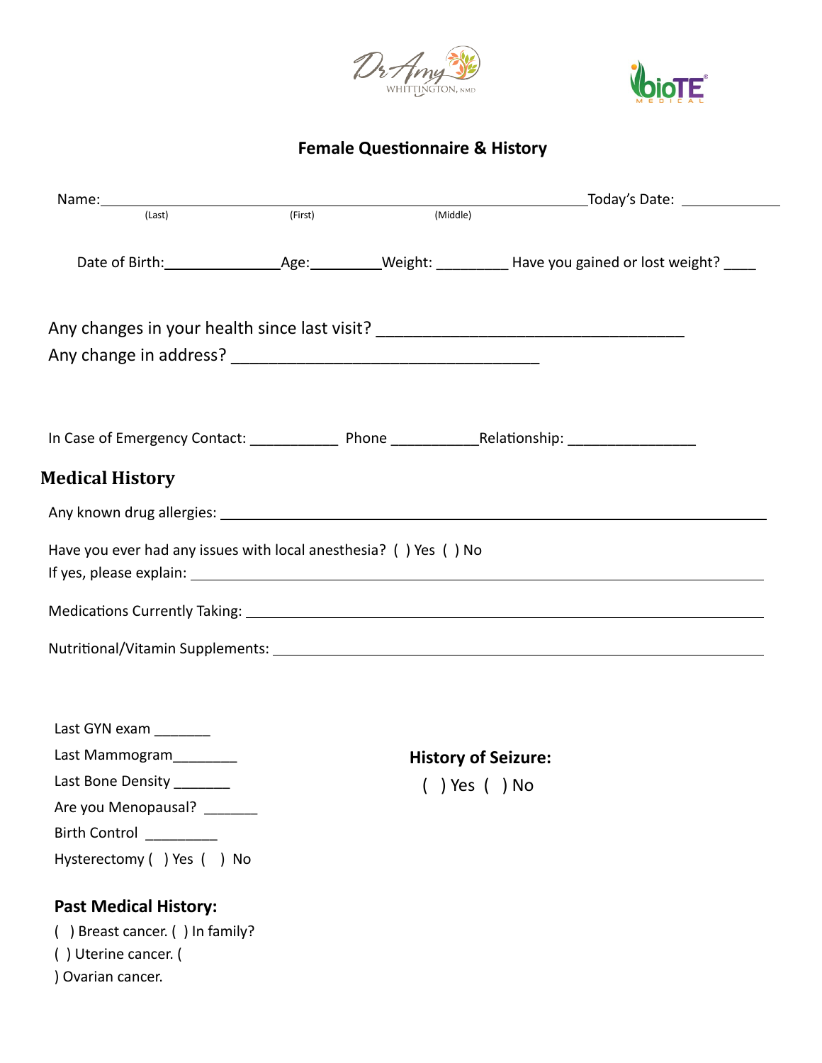Dr Amy Whittington, NMD

bioTE MEDICAL

## Female Questionnaire & History

Name:______________________________________________________________ Today's Date: ____________
(Last) (First) (Middle)

Date of Birth:______________ Age:_________ Weight: _________ Have you gained or lost weight? ____

Any changes in your health since last visit? ________________________________

Any change in address? ________________________________

In Case of Emergency Contact: ___________ Phone ___________ Relationship: ________________

## Medical History

Any known drug allergies: ____________________________________________________________

Have you ever had any issues with local anesthesia? ( ) Yes ( ) No
If yes, please explain: ____________________________________________________________

Medications Currently Taking: ____________________________________________________________

Nutritional/Vitamin Supplements: ____________________________________________________________

Last GYN exam _______

Last Mammogram________

Last Bone Density _______

Are you Menopausal? _______

Birth Control _________

Hysterectomy ( ) Yes ( ) No

**History of Seizure:**

( ) Yes ( ) No

**Past Medical History:**

( ) Breast cancer. ( ) In family?
( ) Uterine cancer. (
) Ovarian cancer.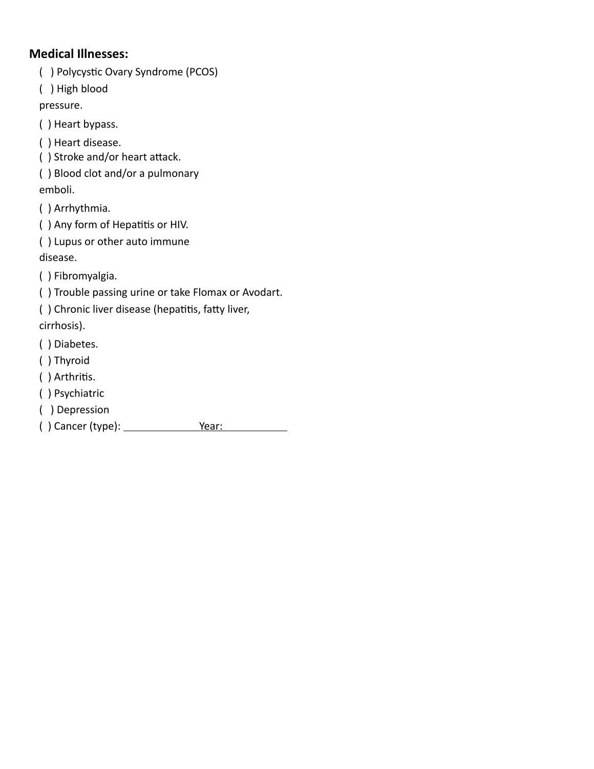**Medical Illnesses:**

( ) Polycystic Ovary Syndrome (PCOS)

( ) High blood pressure.

( ) Heart bypass.

( ) Heart disease.

( ) Stroke and/or heart attack.

( ) Blood clot and/or a pulmonary emboli.

( ) Arrhythmia.

( ) Any form of Hepatitis or HIV.

( ) Lupus or other auto immune disease.

( ) Fibromyalgia.

( ) Trouble passing urine or take Flomax or Avodart.

( ) Chronic liver disease (hepatitis, fatty liver, cirrhosis).

( ) Diabetes.

( ) Thyroid

( ) Arthritis.

( ) Psychiatric

( ) Depression

( ) Cancer (type): ______________ Year: ____________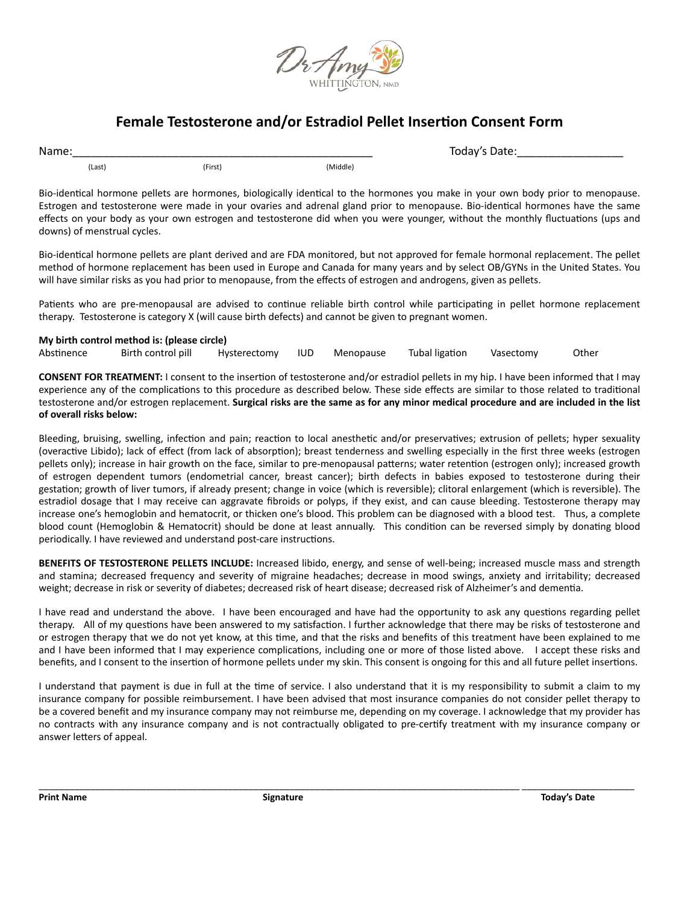Dr Amy WHITTINGTON, NMD

# Female Testosterone and/or Estradiol Pellet Insertion Consent Form

Name:_______________________________________________ Today's Date:________________

(Last) (First) (Middle)

Bio-identical hormone pellets are hormones, biologically identical to the hormones you make in your own body prior to menopause. Estrogen and testosterone were made in your ovaries and adrenal gland prior to menopause. Bio-identical hormones have the same effects on your body as your own estrogen and testosterone did when you were younger, without the monthly fluctuations (ups and downs) of menstrual cycles.

Bio-identical hormone pellets are plant derived and are FDA monitored, but not approved for female hormonal replacement. The pellet method of hormone replacement has been used in Europe and Canada for many years and by select OB/GYNs in the United States. You will have similar risks as you had prior to menopause, from the effects of estrogen and androgens, given as pellets.

Patients who are pre-menopausal are advised to continue reliable birth control while participating in pellet hormone replacement therapy. Testosterone is category X (will cause birth defects) and cannot be given to pregnant women.

**My birth control method is: (please circle)**

Abstinence Birth control pill Hysterectomy IUD Menopause Tubal ligation Vasectomy Other

**CONSENT FOR TREATMENT:** I consent to the insertion of testosterone and/or estradiol pellets in my hip. I have been informed that I may experience any of the complications to this procedure as described below. These side effects are similar to those related to traditional testosterone and/or estrogen replacement. **Surgical risks are the same as for any minor medical procedure and are included in the list of overall risks below:**

Bleeding, bruising, swelling, infection and pain; reaction to local anesthetic and/or preservatives; extrusion of pellets; hyper sexuality (overactive Libido); lack of effect (from lack of absorption); breast tenderness and swelling especially in the first three weeks (estrogen pellets only); increase in hair growth on the face, similar to pre-menopausal patterns; water retention (estrogen only); increased growth of estrogen dependent tumors (endometrial cancer, breast cancer); birth defects in babies exposed to testosterone during their gestation; growth of liver tumors, if already present; change in voice (which is reversible); clitoral enlargement (which is reversible). The estradiol dosage that I may receive can aggravate fibroids or polyps, if they exist, and can cause bleeding. Testosterone therapy may increase one's hemoglobin and hematocrit, or thicken one's blood. This problem can be diagnosed with a blood test. Thus, a complete blood count (Hemoglobin & Hematocrit) should be done at least annually. This condition can be reversed simply by donating blood periodically. I have reviewed and understand post-care instructions.

**BENEFITS OF TESTOSTERONE PELLETS INCLUDE:** Increased libido, energy, and sense of well-being; increased muscle mass and strength and stamina; decreased frequency and severity of migraine headaches; decrease in mood swings, anxiety and irritability; decreased weight; decrease in risk or severity of diabetes; decreased risk of heart disease; decreased risk of Alzheimer's and dementia.

I have read and understand the above. I have been encouraged and have had the opportunity to ask any questions regarding pellet therapy. All of my questions have been answered to my satisfaction. I further acknowledge that there may be risks of testosterone and or estrogen therapy that we do not yet know, at this time, and that the risks and benefits of this treatment have been explained to me and I have been informed that I may experience complications, including one or more of those listed above. I accept these risks and benefits, and I consent to the insertion of hormone pellets under my skin. This consent is ongoing for this and all future pellet insertions.

I understand that payment is due in full at the time of service. I also understand that it is my responsibility to submit a claim to my insurance company for possible reimbursement. I have been advised that most insurance companies do not consider pellet therapy to be a covered benefit and my insurance company may not reimburse me, depending on my coverage. I acknowledge that my provider has no contracts with any insurance company and is not contractually obligated to pre-certify treatment with my insurance company or answer letters of appeal.

______________________________________________________________________________________ ____________________

**Print Name** **Signature** **Today's Date**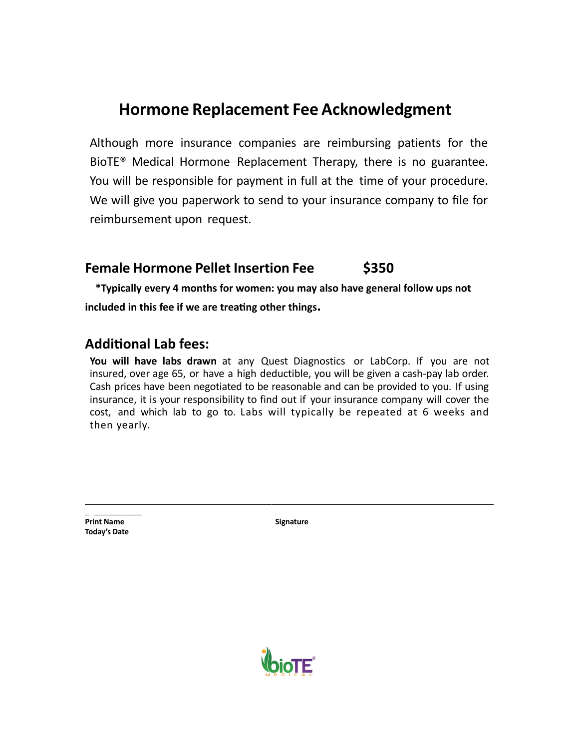# Hormone Replacement Fee Acknowledgment

Although more insurance companies are reimbursing patients for the BioTE® Medical Hormone Replacement Therapy, there is no guarantee. You will be responsible for payment in full at the time of your procedure. We will give you paperwork to send to your insurance company to file for reimbursement upon request.

## Female Hormone Pellet Insertion Fee $350

**\*Typically every 4 months for women: you may also have general follow ups not included in this fee if we are treating other things.**

## Additional Lab fees:

**You will have labs drawn** at any Quest Diagnostics or LabCorp. If you are not insured, over age 65, or have a high deductible, you will be given a cash-pay lab order. Cash prices have been negotiated to be reasonable and can be provided to you. If using insurance, it is your responsibility to find out if your insurance company will cover the cost, and which lab to go to. Labs will typically be repeated at 6 weeks and then yearly.

_______________________________________________________________

_ ___________

**Print Name** **Signature**

**Today's Date**

bioTE MEDICAL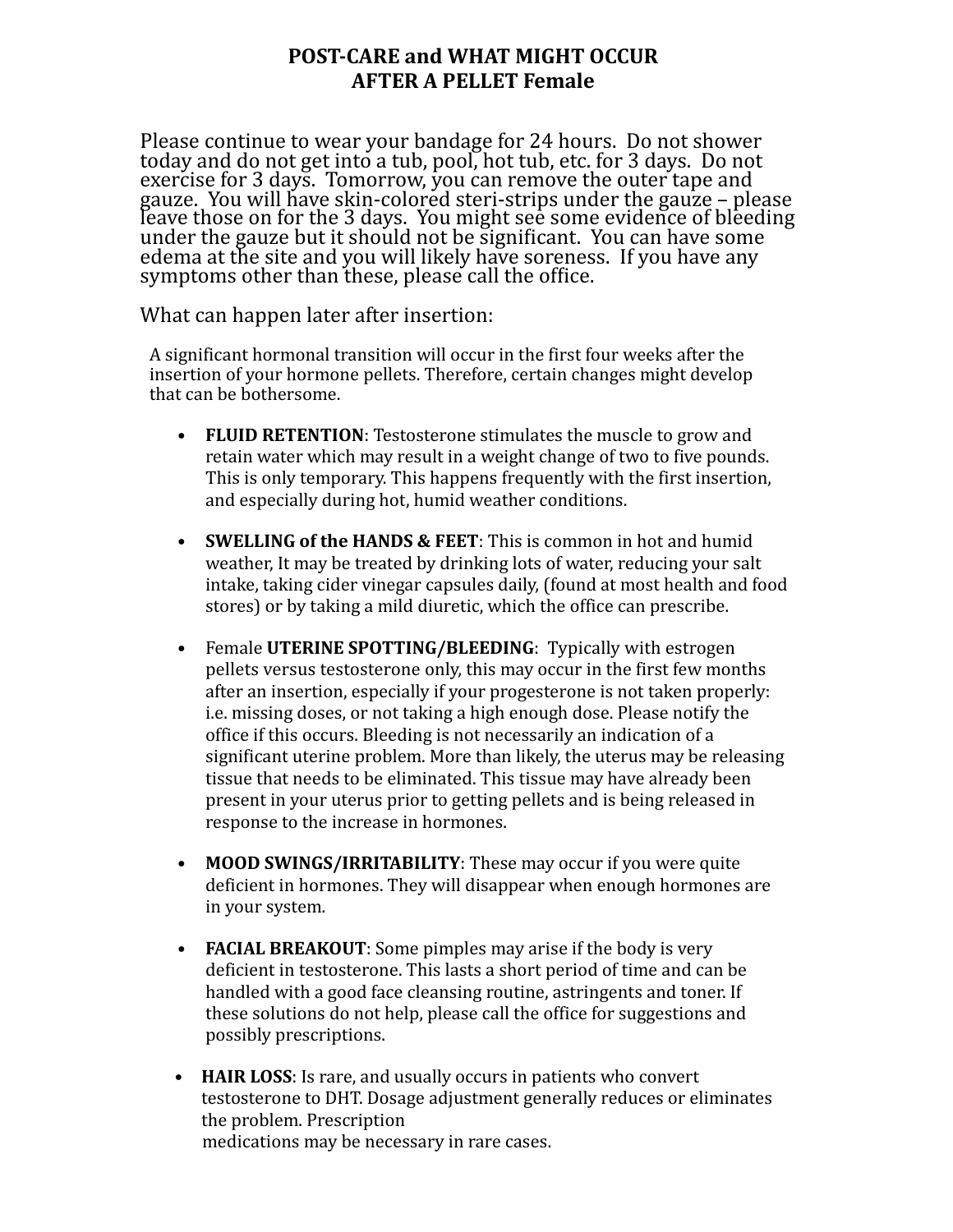# POST-CARE and WHAT MIGHT OCCUR AFTER A PELLET Female

Please continue to wear your bandage for 24 hours. Do not shower today and do not get into a tub, pool, hot tub, etc. for 3 days. Do not exercise for 3 days. Tomorrow, you can remove the outer tape and gauze. You will have skin-colored steri-strips under the gauze – please leave those on for the 3 days. You might see some evidence of bleeding under the gauze but it should not be significant. You can have some edema at the site and you will likely have soreness. If you have any symptoms other than these, please call the office.

What can happen later after insertion:

A significant hormonal transition will occur in the first four weeks after the insertion of your hormone pellets. Therefore, certain changes might develop that can be bothersome.

- **FLUID RETENTION**: Testosterone stimulates the muscle to grow and retain water which may result in a weight change of two to five pounds. This is only temporary. This happens frequently with the first insertion, and especially during hot, humid weather conditions.
- **SWELLING of the HANDS & FEET**: This is common in hot and humid weather, It may be treated by drinking lots of water, reducing your salt intake, taking cider vinegar capsules daily, (found at most health and food stores) or by taking a mild diuretic, which the office can prescribe.
- Female **UTERINE SPOTTING/BLEEDING**: Typically with estrogen pellets versus testosterone only, this may occur in the first few months after an insertion, especially if your progesterone is not taken properly: i.e. missing doses, or not taking a high enough dose. Please notify the office if this occurs. Bleeding is not necessarily an indication of a significant uterine problem. More than likely, the uterus may be releasing tissue that needs to be eliminated. This tissue may have already been present in your uterus prior to getting pellets and is being released in response to the increase in hormones.
- **MOOD SWINGS/IRRITABILITY**: These may occur if you were quite deficient in hormones. They will disappear when enough hormones are in your system.
- **FACIAL BREAKOUT**: Some pimples may arise if the body is very deficient in testosterone. This lasts a short period of time and can be handled with a good face cleansing routine, astringents and toner. If these solutions do not help, please call the office for suggestions and possibly prescriptions.
- **HAIR LOSS**: Is rare, and usually occurs in patients who convert testosterone to DHT. Dosage adjustment generally reduces or eliminates the problem. Prescription medications may be necessary in rare cases.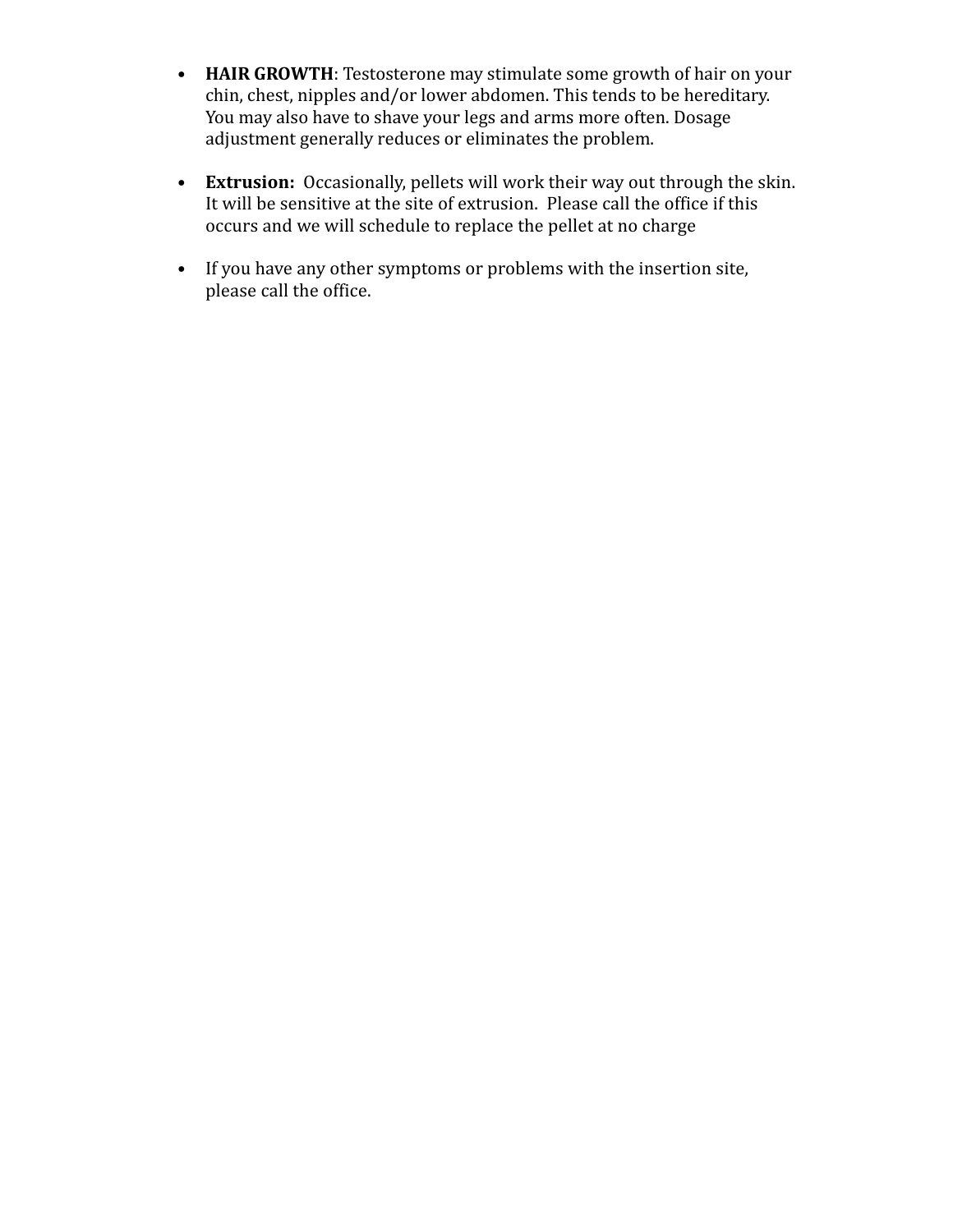- **HAIR GROWTH**: Testosterone may stimulate some growth of hair on your chin, chest, nipples and/or lower abdomen. This tends to be hereditary. You may also have to shave your legs and arms more often. Dosage adjustment generally reduces or eliminates the problem.

- **Extrusion:** Occasionally, pellets will work their way out through the skin. It will be sensitive at the site of extrusion. Please call the office if this occurs and we will schedule to replace the pellet at no charge

- If you have any other symptoms or problems with the insertion site, please call the office.